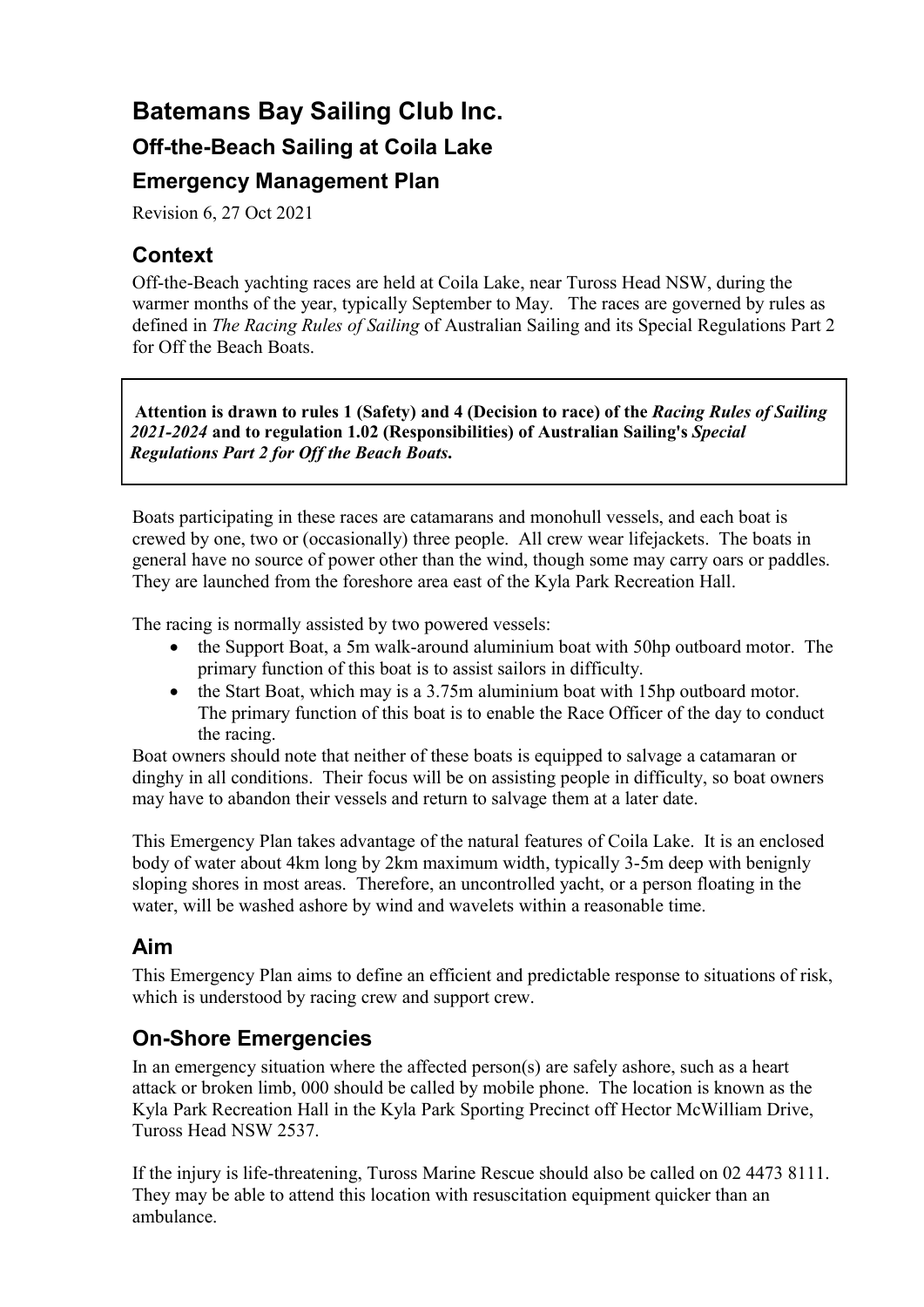# Batemans Bay Sailing Club Inc.

## Off-the-Beach Sailing at Coila Lake

## Emergency Management Plan

Revision 6, 27 Oct 2021

## Context

Off-the-Beach yachting races are held at Coila Lake, near Tuross Head NSW, during the warmer months of the year, typically September to May. The races are governed by rules as defined in *The Racing Rules of Sailing* of Australian Sailing and its Special Regulations Part 2 for Off the Beach Boats.

> **Attention is drawn to rules 1 (Safety) and 4 (Decision to race) of the *Racing Rules of Sailing 2021-2024* and to regulation 1.02 (Responsibilities) of Australian Sailing's *Special Regulations Part 2 for Off the Beach Boats*.**

Boats participating in these races are catamarans and monohull vessels, and each boat is crewed by one, two or (occasionally) three people. All crew wear lifejackets. The boats in general have no source of power other than the wind, though some may carry oars or paddles. They are launched from the foreshore area east of the Kyla Park Recreation Hall.

The racing is normally assisted by two powered vessels:

- the Support Boat, a 5m walk-around aluminium boat with 50hp outboard motor. The primary function of this boat is to assist sailors in difficulty.
- the Start Boat, which may is a 3.75m aluminium boat with 15hp outboard motor. The primary function of this boat is to enable the Race Officer of the day to conduct the racing.

Boat owners should note that neither of these boats is equipped to salvage a catamaran or dinghy in all conditions. Their focus will be on assisting people in difficulty, so boat owners may have to abandon their vessels and return to salvage them at a later date.

This Emergency Plan takes advantage of the natural features of Coila Lake. It is an enclosed body of water about 4km long by 2km maximum width, typically 3-5m deep with benignly sloping shores in most areas. Therefore, an uncontrolled yacht, or a person floating in the water, will be washed ashore by wind and wavelets within a reasonable time.

## Aim

This Emergency Plan aims to define an efficient and predictable response to situations of risk, which is understood by racing crew and support crew.

## On-Shore Emergencies

In an emergency situation where the affected person(s) are safely ashore, such as a heart attack or broken limb, 000 should be called by mobile phone. The location is known as the Kyla Park Recreation Hall in the Kyla Park Sporting Precinct off Hector McWilliam Drive, Tuross Head NSW 2537.

If the injury is life-threatening, Tuross Marine Rescue should also be called on 02 4473 8111. They may be able to attend this location with resuscitation equipment quicker than an ambulance.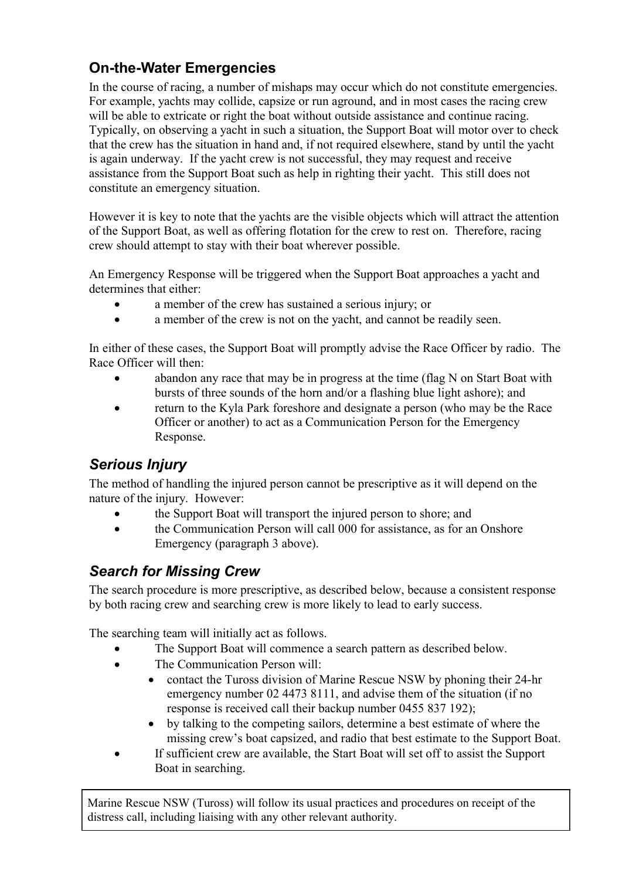## On-the-Water Emergencies

In the course of racing, a number of mishaps may occur which do not constitute emergencies. For example, yachts may collide, capsize or run aground, and in most cases the racing crew will be able to extricate or right the boat without outside assistance and continue racing. Typically, on observing a yacht in such a situation, the Support Boat will motor over to check that the crew has the situation in hand and, if not required elsewhere, stand by until the yacht is again underway. If the yacht crew is not successful, they may request and receive assistance from the Support Boat such as help in righting their yacht. This still does not constitute an emergency situation.

However it is key to note that the yachts are the visible objects which will attract the attention of the Support Boat, as well as offering flotation for the crew to rest on. Therefore, racing crew should attempt to stay with their boat wherever possible.

An Emergency Response will be triggered when the Support Boat approaches a yacht and determines that either:

- a member of the crew has sustained a serious injury; or
- a member of the crew is not on the yacht, and cannot be readily seen.

In either of these cases, the Support Boat will promptly advise the Race Officer by radio. The Race Officer will then:

- abandon any race that may be in progress at the time (flag N on Start Boat with bursts of three sounds of the horn and/or a flashing blue light ashore); and
- return to the Kyla Park foreshore and designate a person (who may be the Race Officer or another) to act as a Communication Person for the Emergency Response.

### *Serious Injury*

The method of handling the injured person cannot be prescriptive as it will depend on the nature of the injury. However:

- the Support Boat will transport the injured person to shore; and
- the Communication Person will call 000 for assistance, as for an Onshore Emergency (paragraph 3 above).

### *Search for Missing Crew*

The search procedure is more prescriptive, as described below, because a consistent response by both racing crew and searching crew is more likely to lead to early success.

The searching team will initially act as follows.

- The Support Boat will commence a search pattern as described below.
- The Communication Person will:
  - contact the Tuross division of Marine Rescue NSW by phoning their 24-hr emergency number 02 4473 8111, and advise them of the situation (if no response is received call their backup number 0455 837 192);
  - by talking to the competing sailors, determine a best estimate of where the missing crew's boat capsized, and radio that best estimate to the Support Boat.
- If sufficient crew are available, the Start Boat will set off to assist the Support Boat in searching.

Marine Rescue NSW (Tuross) will follow its usual practices and procedures on receipt of the distress call, including liaising with any other relevant authority.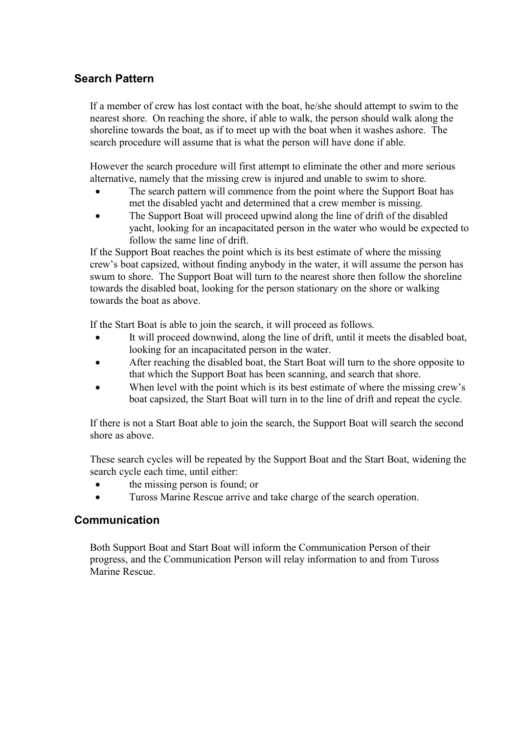## Search Pattern

If a member of crew has lost contact with the boat, he/she should attempt to swim to the nearest shore. On reaching the shore, if able to walk, the person should walk along the shoreline towards the boat, as if to meet up with the boat when it washes ashore. The search procedure will assume that is what the person will have done if able.

However the search procedure will first attempt to eliminate the other and more serious alternative, namely that the missing crew is injured and unable to swim to shore.

- The search pattern will commence from the point where the Support Boat has met the disabled yacht and determined that a crew member is missing.
- The Support Boat will proceed upwind along the line of drift of the disabled yacht, looking for an incapacitated person in the water who would be expected to follow the same line of drift.

If the Support Boat reaches the point which is its best estimate of where the missing crew's boat capsized, without finding anybody in the water, it will assume the person has swum to shore. The Support Boat will turn to the nearest shore then follow the shoreline towards the disabled boat, looking for the person stationary on the shore or walking towards the boat as above.

If the Start Boat is able to join the search, it will proceed as follows.

- It will proceed downwind, along the line of drift, until it meets the disabled boat, looking for an incapacitated person in the water.
- After reaching the disabled boat, the Start Boat will turn to the shore opposite to that which the Support Boat has been scanning, and search that shore.
- When level with the point which is its best estimate of where the missing crew's boat capsized, the Start Boat will turn in to the line of drift and repeat the cycle.

If there is not a Start Boat able to join the search, the Support Boat will search the second shore as above.

These search cycles will be repeated by the Support Boat and the Start Boat, widening the search cycle each time, until either:

- the missing person is found; or
- Tuross Marine Rescue arrive and take charge of the search operation.

## Communication

Both Support Boat and Start Boat will inform the Communication Person of their progress, and the Communication Person will relay information to and from Tuross Marine Rescue.